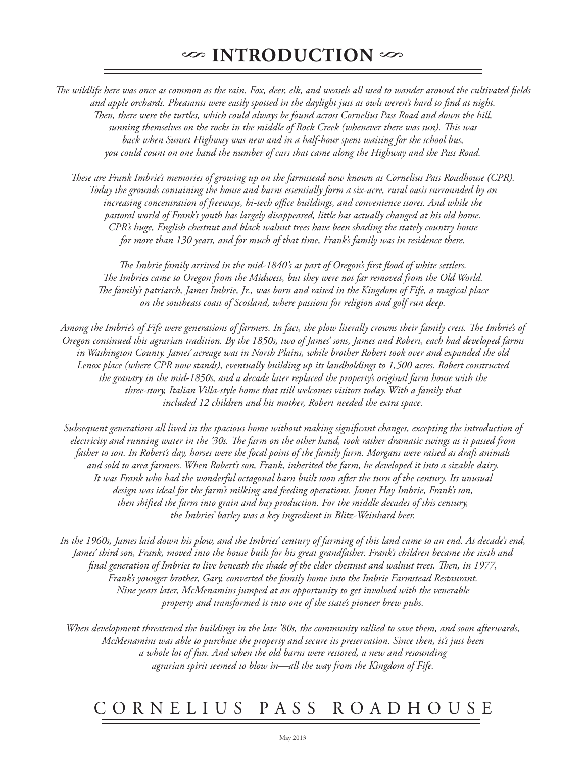# INTRODUCTION

*The wildlife here was once as common as the rain. Fox, deer, elk, and weasels all used to wander around the cultivated fields and apple orchards. Pheasants were easily spotted in the daylight just as owls weren't hard to find at night. Then, there were the turtles, which could always be found across Cornelius Pass Road and down the hill, sunning themselves on the rocks in the middle of Rock Creek (whenever there was sun). This was back when Sunset Highway was new and in a half-hour spent waiting for the school bus, you could count on one hand the number of cars that came along the Highway and the Pass Road.*

*These are Frank Imbrie's memories of growing up on the farmstead now known as Cornelius Pass Roadhouse (CPR). Today the grounds containing the house and barns essentially form a six-acre, rural oasis surrounded by an increasing concentration of freeways, hi-tech office buildings, and convenience stores. And while the pastoral world of Frank's youth has largely disappeared, little has actually changed at his old home. CPR's huge, English chestnut and black walnut trees have been shading the stately country house for more than 130 years, and for much of that time, Frank's family was in residence there.*

*The Imbrie family arrived in the mid-1840's as part of Oregon's first flood of white settlers. The Imbries came to Oregon from the Midwest, but they were not far removed from the Old World. The family's patriarch, James Imbrie, Jr., was born and raised in the Kingdom of Fife, a magical place on the southeast coast of Scotland, where passions for religion and golf run deep.*

*Among the Imbrie's of Fife were generations of farmers. In fact, the plow literally crowns their family crest. The Imbrie's of Oregon continued this agrarian tradition. By the 1850s, two of James' sons, James and Robert, each had developed farms in Washington County. James' acreage was in North Plains, while brother Robert took over and expanded the old Lenox place (where CPR now stands), eventually building up its landholdings to 1,500 acres. Robert constructed the granary in the mid-1850s, and a decade later replaced the property's original farm house with the three-story, Italian Villa-style home that still welcomes visitors today. With a family that included 12 children and his mother, Robert needed the extra space.*

*Subsequent generations all lived in the spacious home without making significant changes, excepting the introduction of electricity and running water in the '30s. The farm on the other hand, took rather dramatic swings as it passed from father to son. In Robert's day, horses were the focal point of the family farm. Morgans were raised as draft animals and sold to area farmers. When Robert's son, Frank, inherited the farm, he developed it into a sizable dairy. It was Frank who had the wonderful octagonal barn built soon after the turn of the century. Its unusual design was ideal for the farm's milking and feeding operations. James Hay Imbrie, Frank's son, then shifted the farm into grain and hay production. For the middle decades of this century, the Imbries' barley was a key ingredient in Blitz-Weinhard beer.*

*In the 1960s, James laid down his plow, and the Imbries' century of farming of this land came to an end. At decade's end, James' third son, Frank, moved into the house built for his great grandfather. Frank's children became the sixth and final generation of Imbries to live beneath the shade of the elder chestnut and walnut trees. Then, in 1977, Frank's younger brother, Gary, converted the family home into the Imbrie Farmstead Restaurant. Nine years later, McMenamins jumped at an opportunity to get involved with the venerable property and transformed it into one of the state's pioneer brew pubs.*

*When development threatened the buildings in the late '80s, the community rallied to save them, and soon afterwards, McMenamins was able to purchase the property and secure its preservation. Since then, it's just been a whole lot of fun. And when the old barns were restored, a new and resounding agrarian spirit seemed to blow in—all the way from the Kingdom of Fife.*

CORNELIUS PASS ROADHOUSE

May 2013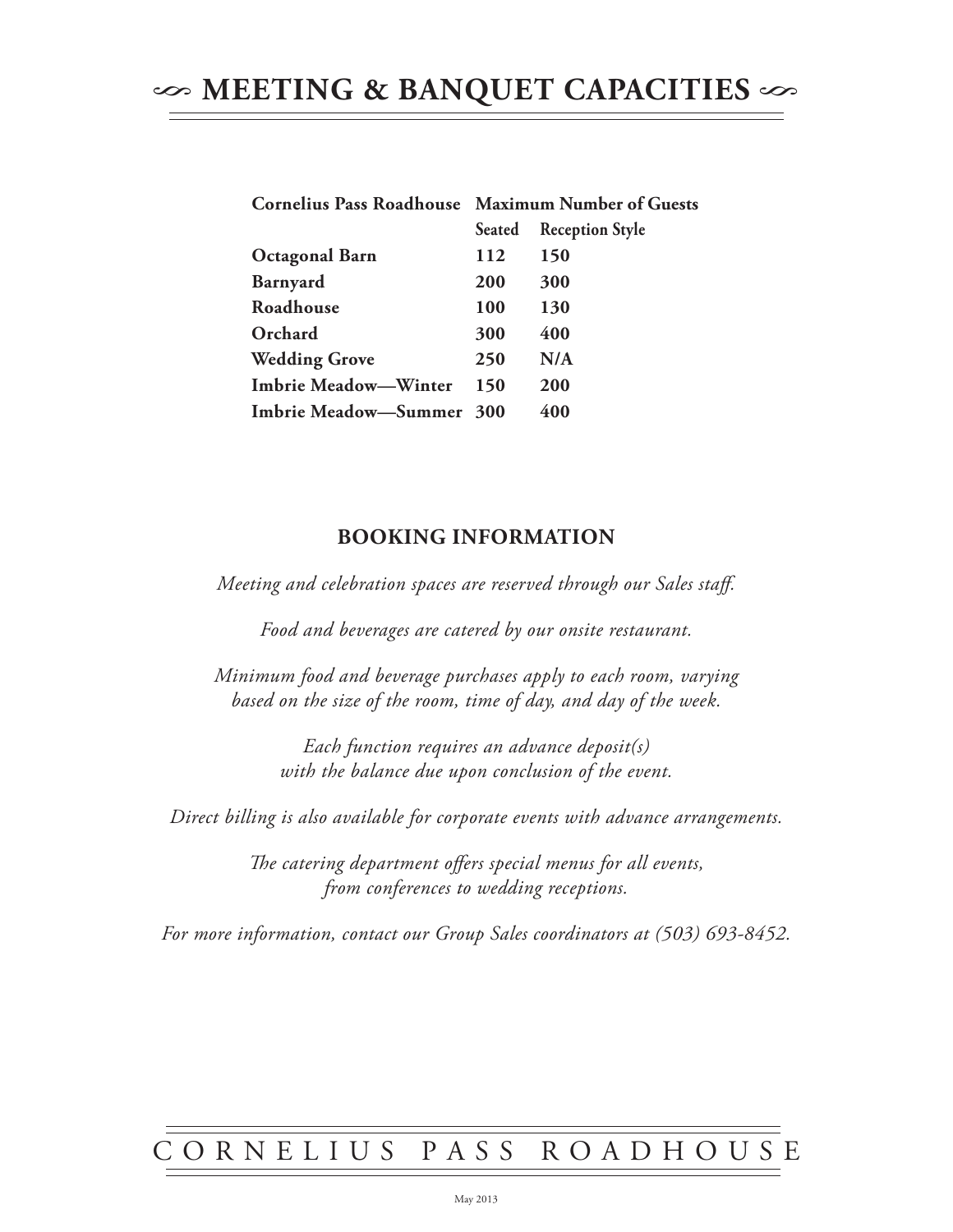# MEETING & BANQUET CAPACITIES

| Cornelius Pass Roadhouse | Maximum Number of Guests | |
|---|---|---|
| | Seated | Reception Style |
| **Octagonal Barn** | **112** | **150** |
| **Barnyard** | **200** | **300** |
| **Roadhouse** | **100** | **130** |
| **Orchard** | **300** | **400** |
| **Wedding Grove** | **250** | **N/A** |
| **Imbrie Meadow—Winter** | **150** | **200** |
| **Imbrie Meadow—Summer** | **300** | **400** |

## BOOKING INFORMATION

*Meeting and celebration spaces are reserved through our Sales staff.*

*Food and beverages are catered by our onsite restaurant.*

*Minimum food and beverage purchases apply to each room, varying based on the size of the room, time of day, and day of the week.*

*Each function requires an advance deposit(s) with the balance due upon conclusion of the event.*

*Direct billing is also available for corporate events with advance arrangements.*

*The catering department offers special menus for all events, from conferences to wedding receptions.*

*For more information, contact our Group Sales coordinators at (503) 693-8452.*

CORNELIUS PASS ROADHOUSE

May 2013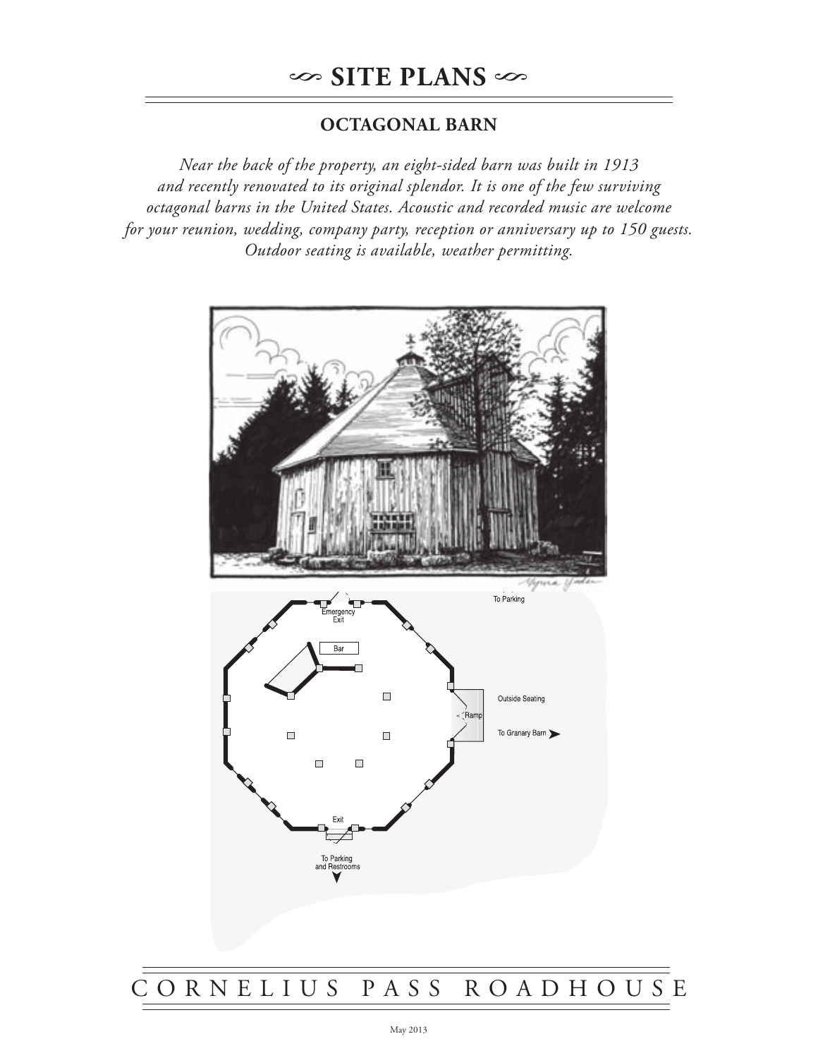# SITE PLANS

## OCTAGONAL BARN

*Near the back of the property, an eight-sided barn was built in 1913 and recently renovated to its original splendor. It is one of the few surviving octagonal barns in the United States. Acoustic and recorded music are welcome for your reunion, wedding, company party, reception or anniversary up to 150 guests. Outdoor seating is available, weather permitting.*

To Parking

Emergency Exit

Bar

Outside Seating

Ramp

To Granary Barn

Exit

To Parking and Restrooms

CORNELIUS PASS ROADHOUSE

May 2013